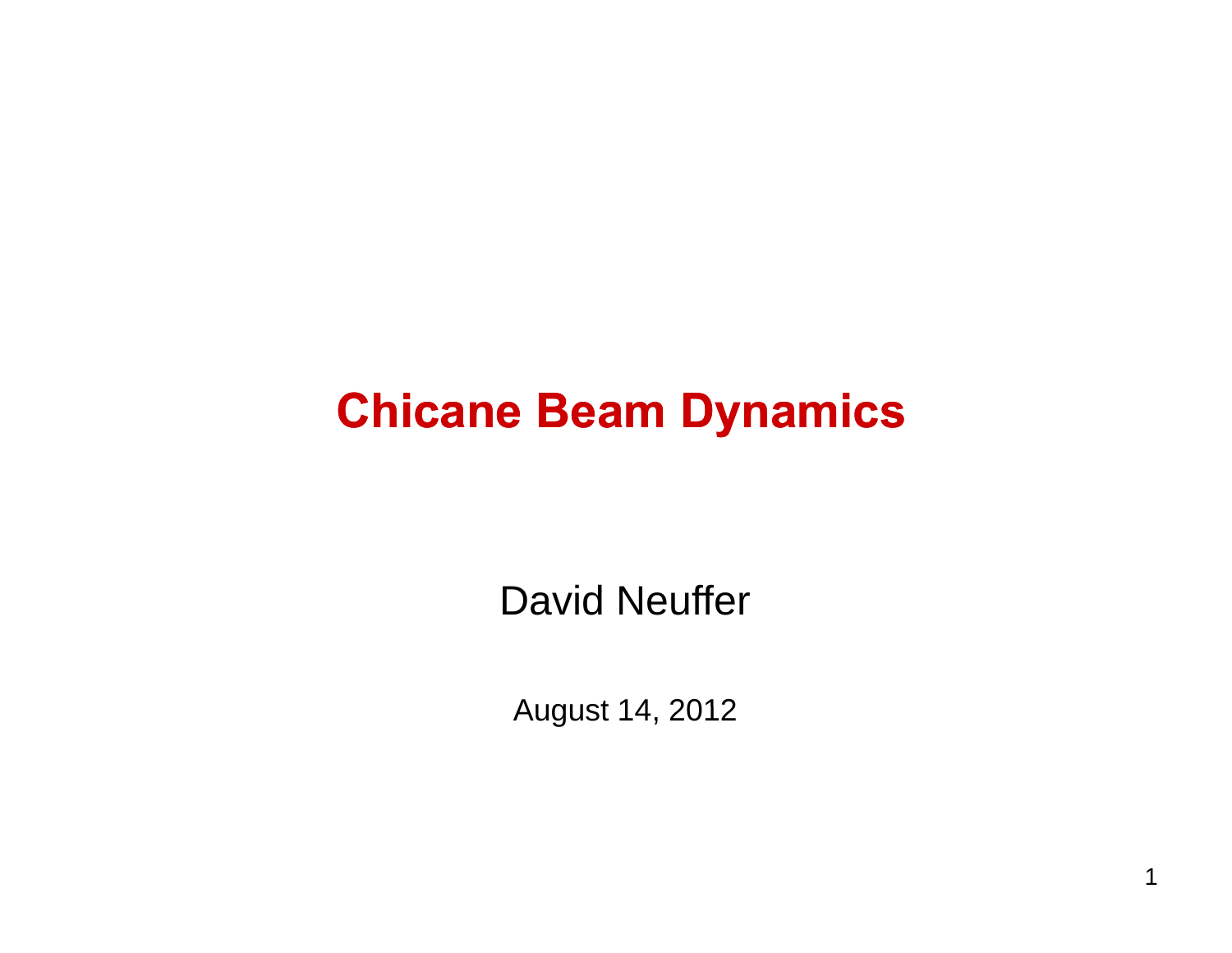# Chicane Beam Dynamics

David Neuffer

August 14, 2012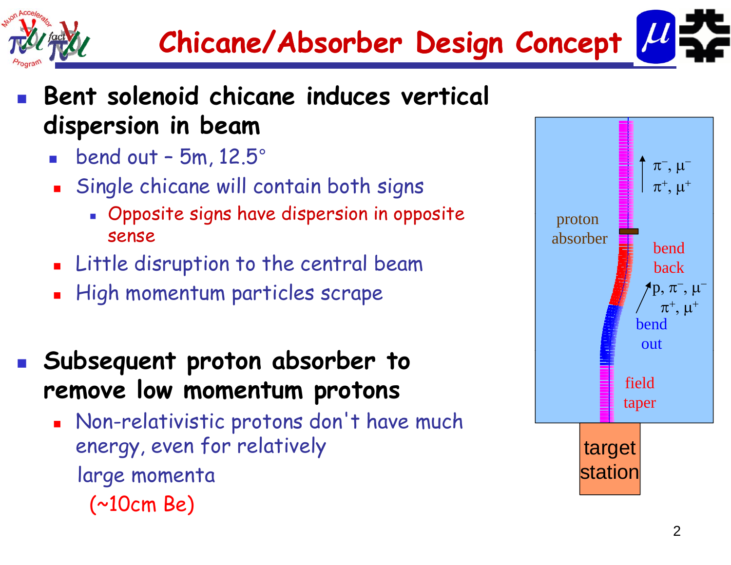# Chicane/Absorber Design Concept

- **Bent solenoid chicane induces vertical dispersion in beam**
  - bend out – 5m, 12.5°
  - Single chicane will contain both signs
    - Opposite signs have dispersion in opposite sense
  - Little disruption to the central beam
  - High momentum particles scrape

- **Subsequent proton absorber to remove low momentum protons**
  - Non-relativistic protons don't have much energy, even for relatively large momenta (~10cm Be)

proton absorber

bend back

bend out

field taper

target station

$\pi^-$, $\mu^-$
$\pi^+$, $\mu^+$

p, $\pi^-$, $\mu^-$
$\pi^+$, $\mu^+$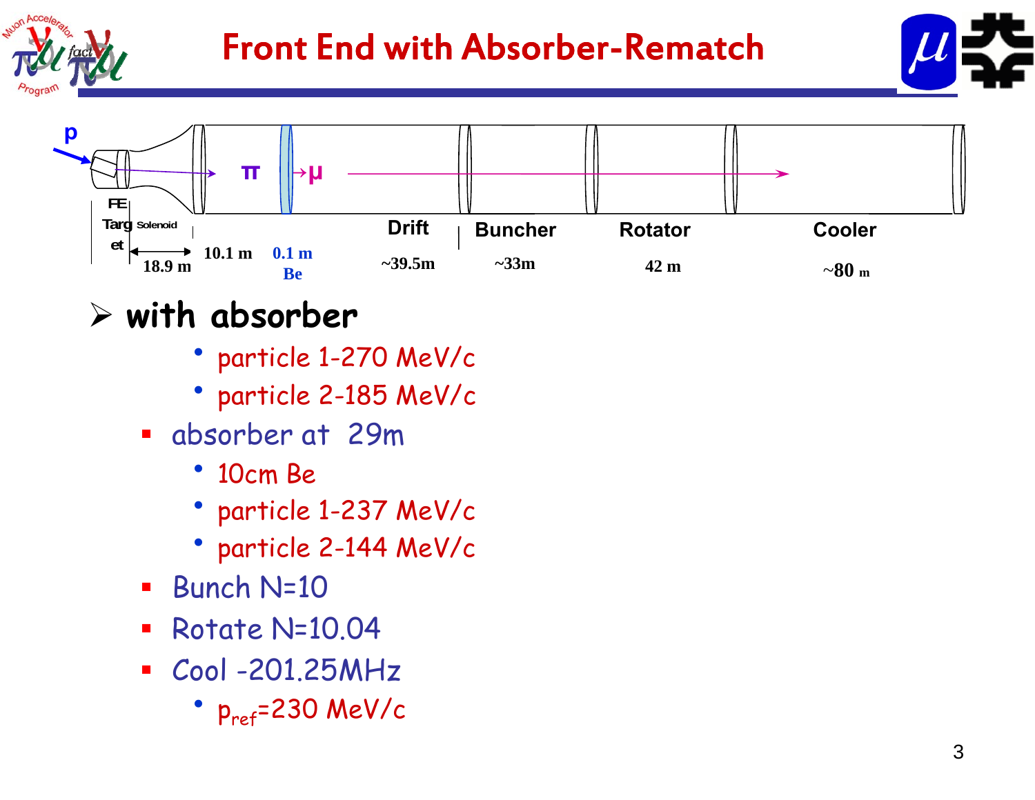# Front End with Absorber-Rematch

p

π →μ

FE Target Solenoid

18.9 m | 10.1 m | 0.1 m Be | Drift ~39.5m | Buncher ~33m | Rotator 42 m | Cooler ~80 m

- **with absorber**
  - particle 1-270 MeV/c
  - particle 2-185 MeV/c
- absorber at 29m
  - 10cm Be
  - particle 1-237 MeV/c
  - particle 2-144 MeV/c
- Bunch N=10
- Rotate N=10.04
- Cool -201.25MHz
  - $p_{ref}$=230 MeV/c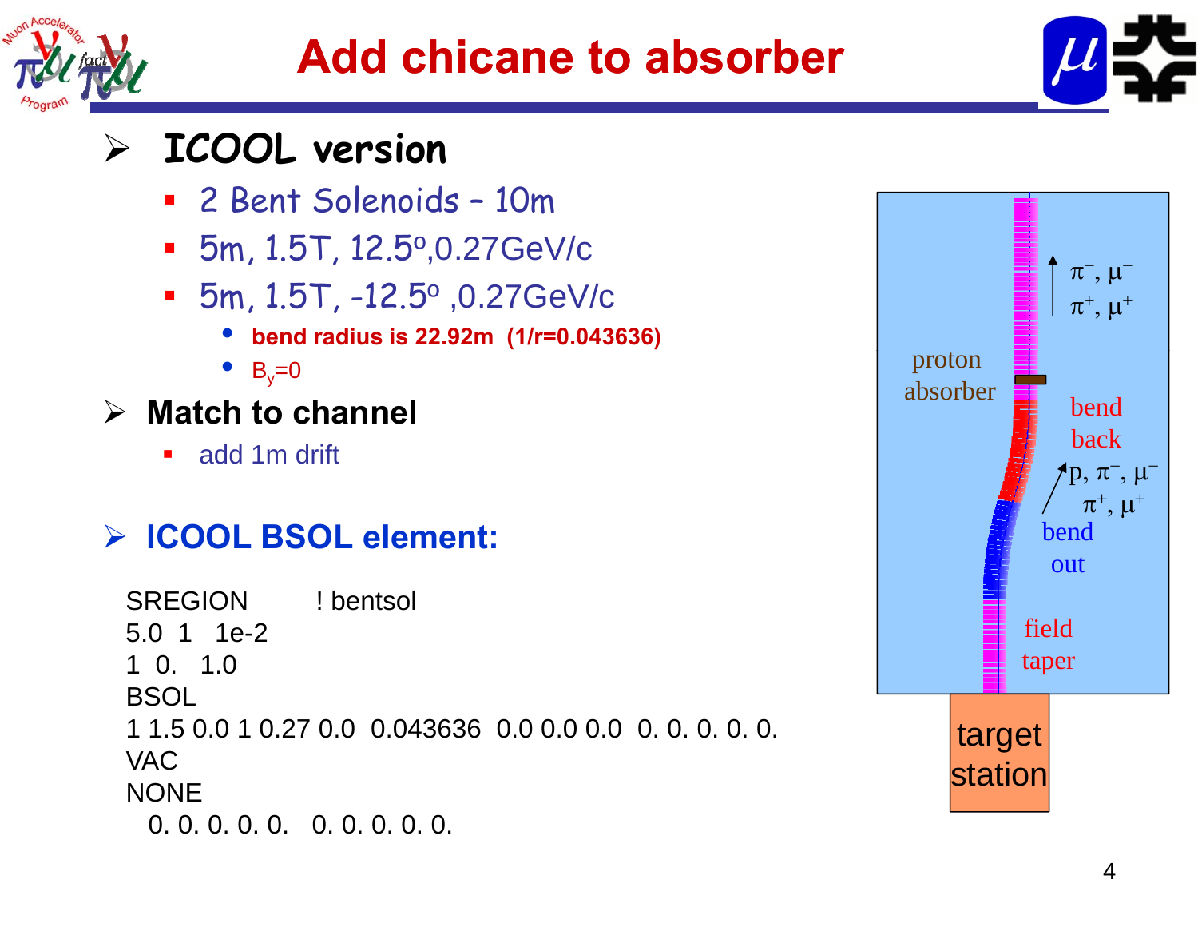# Add chicane to absorber

- **ICOOL version**
  - 2 Bent Solenoids – 10m
  - 5m, 1.5T, 12.5º,0.27GeV/c
  - 5m, 1.5T, -12.5º ,0.27GeV/c
    - **bend radius is 22.92m (1/r=0.043636)**
    - $B_y$=0
- **Match to channel**
  - add 1m drift

- **ICOOL BSOL element:**

```
SREGION        ! bentsol
5.0  1   1e-2
1  0.   1.0
BSOL
1 1.5 0.0 1 0.27 0.0  0.043636  0.0 0.0 0.0  0. 0. 0. 0. 0.
VAC
NONE
  0. 0. 0. 0. 0.   0. 0. 0. 0. 0.
```

proton absorber

$\pi^-$, $\mu^-$
$\pi^+$, $\mu^+$

bend back

p, $\pi^-$, $\mu^-$
$\pi^+$, $\mu^+$

bend out

field taper

target station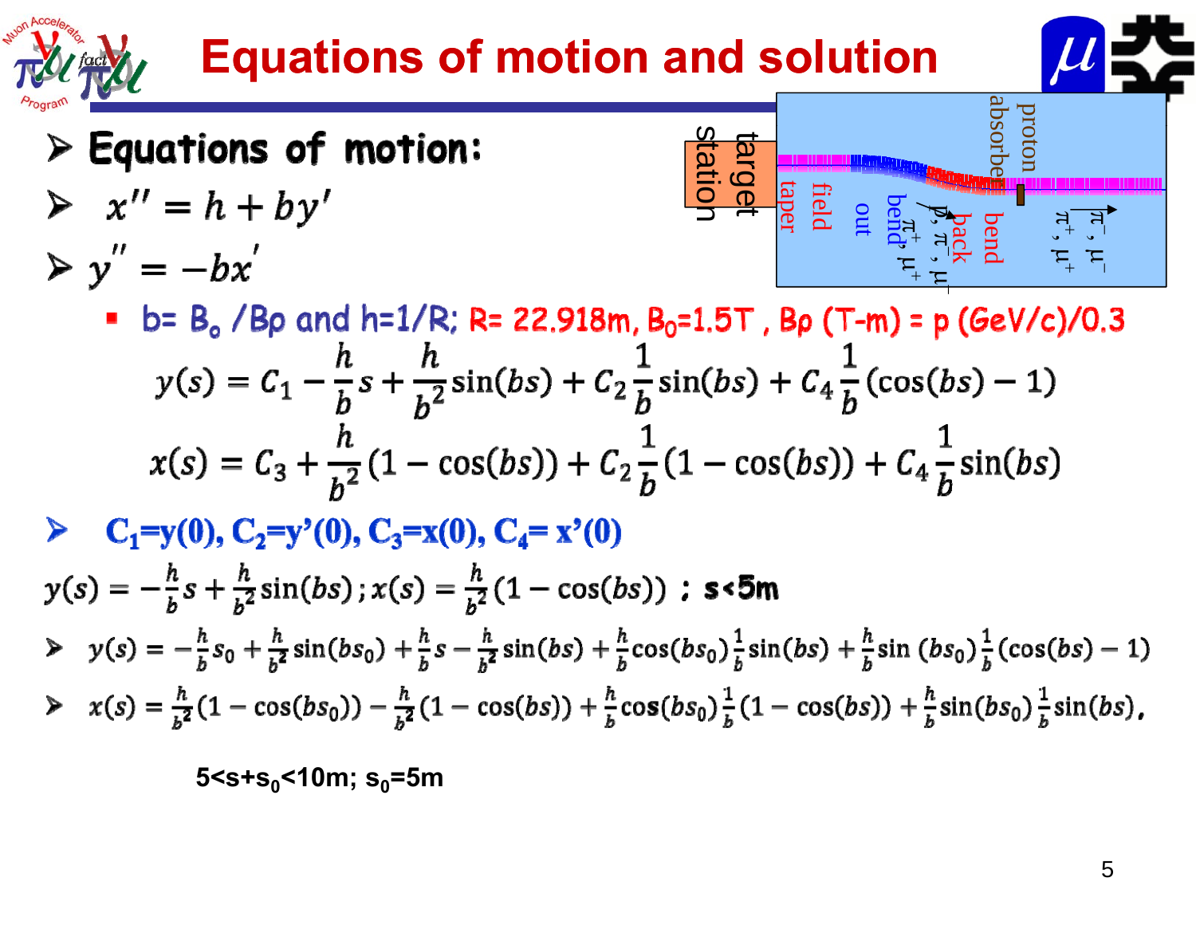# Equations of motion and solution

- **Equations of motion:**
- $x'' = h + by'$
- $y'' = -bx'$
  - b= $B_o$ /Bρ and h=1/R; R= 22.918m, $B_0$=1.5T , Bρ (T-m) = p (GeV/c)/0.3

$$y(s) = C_1 - \frac{h}{b}s + \frac{h}{b^2}\sin(bs) + C_2\frac{1}{b}\sin(bs) + C_4\frac{1}{b}(\cos(bs) - 1)$$

$$x(s) = C_3 + \frac{h}{b^2}(1 - \cos(bs)) + C_2\frac{1}{b}(1 - \cos(bs)) + C_4\frac{1}{b}\sin(bs)$$

- $C_1=y(0)$, $C_2=y'(0)$, $C_3=x(0)$, $C_4=x'(0)$

$y(s) = -\frac{h}{b}s + \frac{h}{b^2}\sin(bs); x(s) = \frac{h}{b^2}(1 - \cos(bs))$ ; s<5m

- $y(s) = -\frac{h}{b}s_0 + \frac{h}{b^2}\sin(bs_0) + \frac{h}{b}s - \frac{h}{b^2}\sin(bs) + \frac{h}{b}\cos(bs_0)\frac{1}{b}\sin(bs) + \frac{h}{b}\sin(bs_0)\frac{1}{b}(\cos(bs) - 1)$
- $x(s) = \frac{h}{b^2}(1 - \cos(bs_0)) - \frac{h}{b^2}(1 - \cos(bs)) + \frac{h}{b}\cos(bs_0)\frac{1}{b}(1 - \cos(bs)) + \frac{h}{b}\sin(bs_0)\frac{1}{b}\sin(bs),$

5<s+$s_0$<10m; $s_0$=5m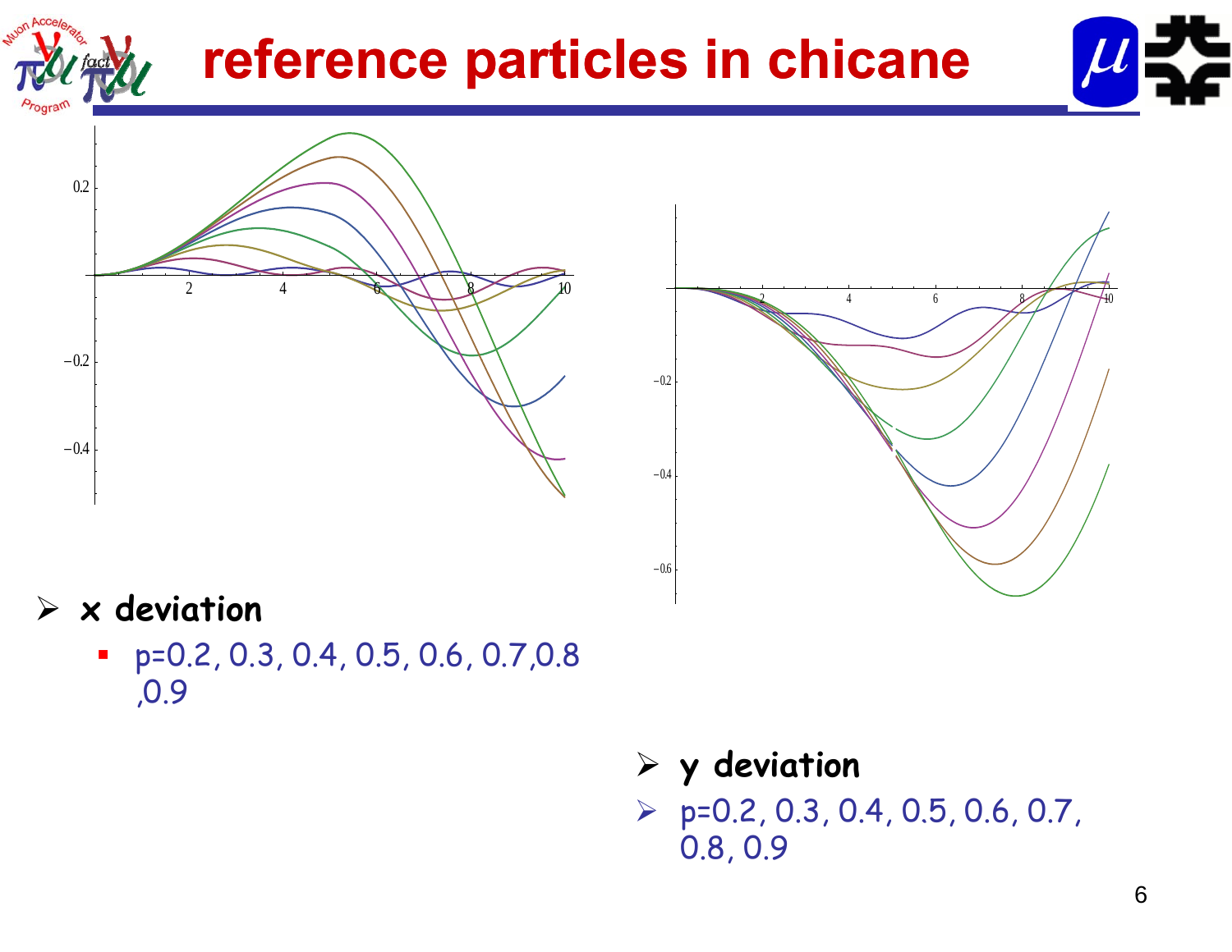# reference particles in chicane

- **x deviation**
  - p=0.2, 0.3, 0.4, 0.5, 0.6, 0.7,0.8 ,0.9

- **y deviation**
- p=0.2, 0.3, 0.4, 0.5, 0.6, 0.7, 0.8, 0.9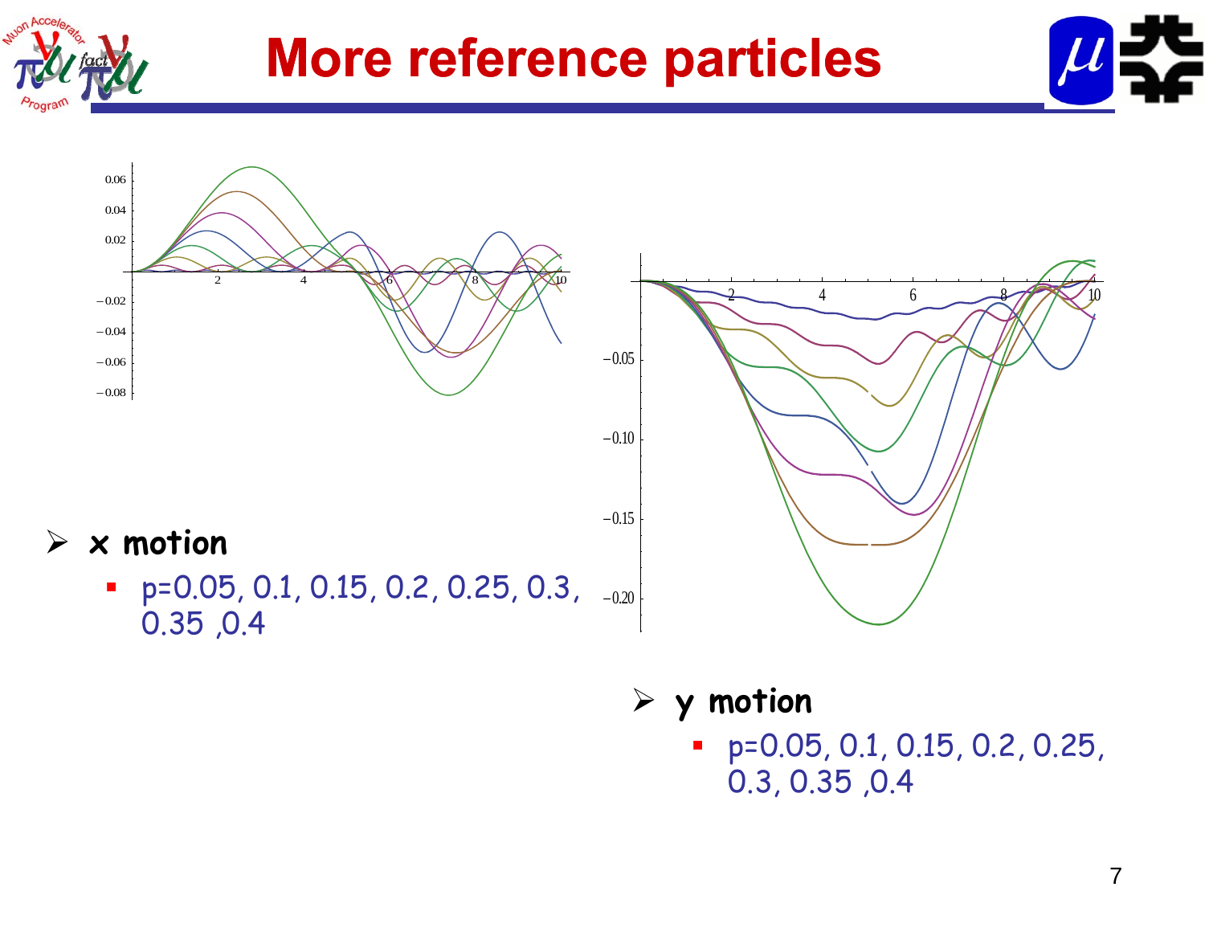# More reference particles

- **x motion**
  - p=0.05, 0.1, 0.15, 0.2, 0.25, 0.3, 0.35 ,0.4

- **y motion**
  - p=0.05, 0.1, 0.15, 0.2, 0.25, 0.3, 0.35 ,0.4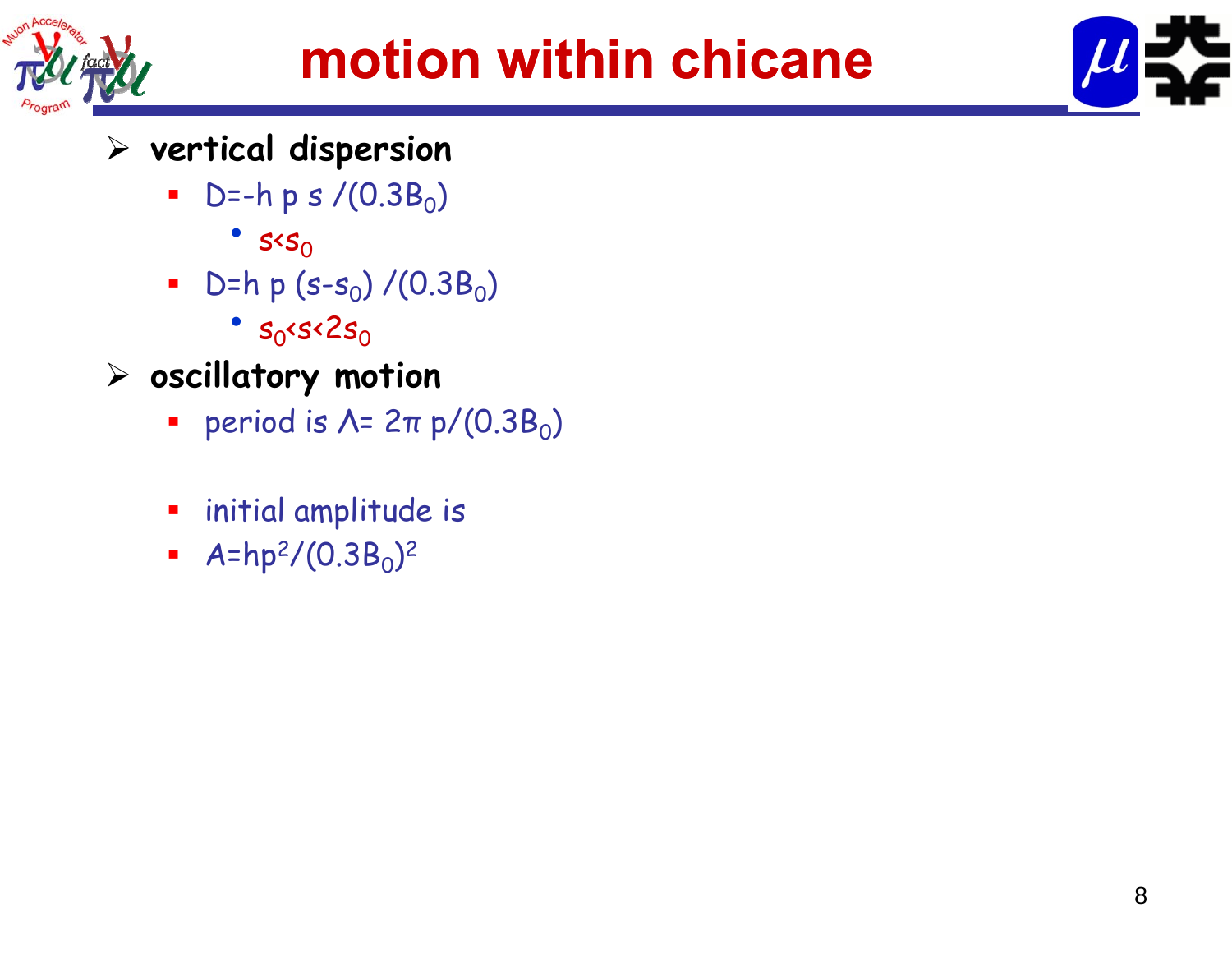# motion within chicane

- **vertical dispersion**
  - $D = -h\, p\, s / (0.3 B_0)$
    - $s < s_0$
  - $D = h\, p\, (s - s_0) / (0.3 B_0)$
    - $s_0 < s < 2s_0$
- **oscillatory motion**
  - period is $\Lambda = 2\pi\, p / (0.3 B_0)$
  - initial amplitude is
  - $A = h p^2 / (0.3 B_0)^2$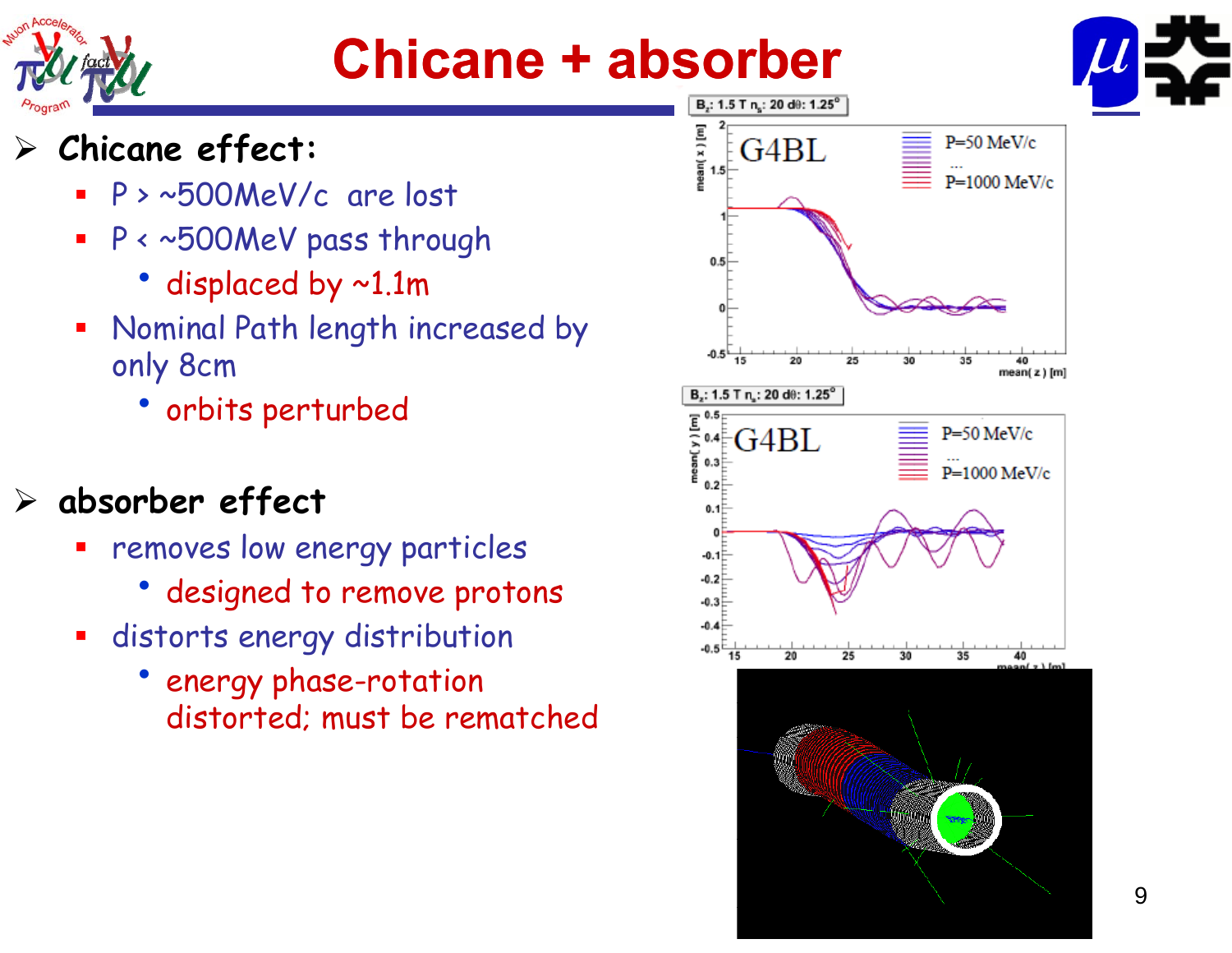# Chicane + absorber

- **Chicane effect:**
  - P > ~500MeV/c are lost
  - P < ~500MeV pass through
    - displaced by ~1.1m
  - Nominal Path length increased by only 8cm
    - orbits perturbed

- **absorber effect**
  - removes low energy particles
    - designed to remove protons
  - distorts energy distribution
    - energy phase-rotation distorted; must be rematched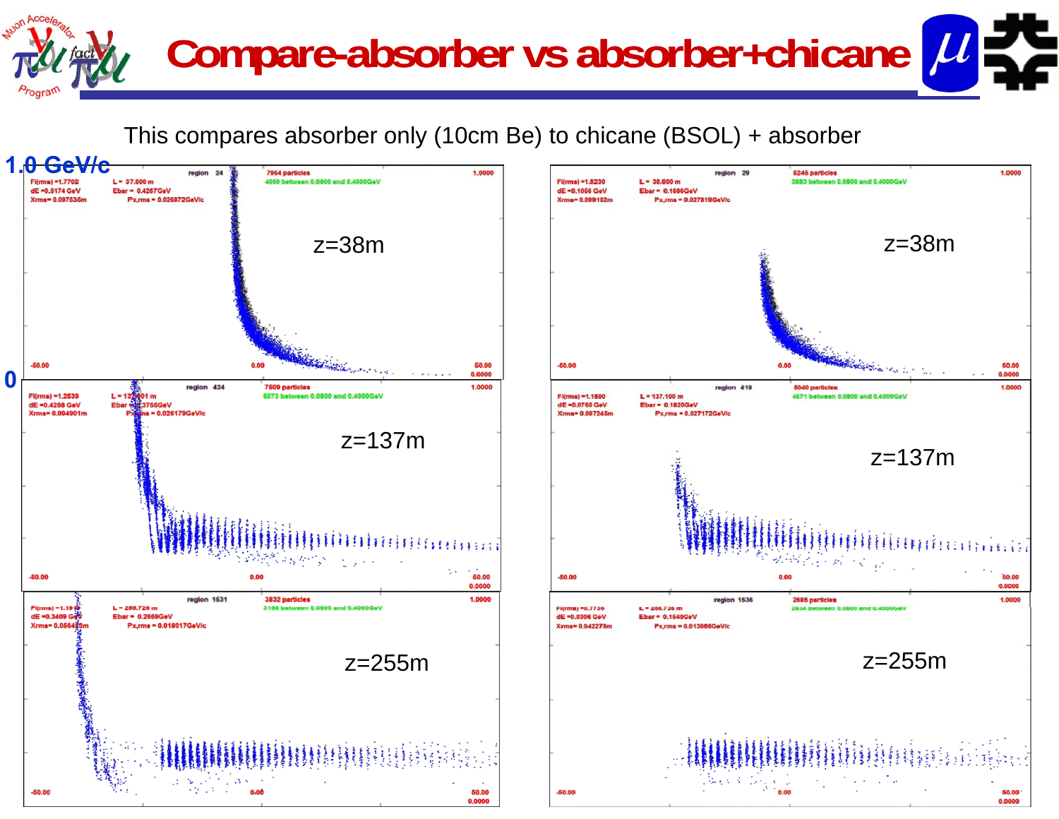# Compare-absorber vs absorber+chicane

This compares absorber only (10cm Be) to chicane (BSOL) + absorber

1.0 GeV/c

0

Fl(rms) =1.7702
dE =0.5174 GeV
Xrms= 0.097535m
L= 37.600 m
Ebar = 0.4267GeV
Px,rms = 0.026872GeV/c
region 24
7954 particles
4059 between 0.0800 and 0.4000GeV
1.0000
z=38m
-50.00
0.00
50.00
0.0000

Fl(rms) =1.8230
dE =0.1056 GeV
Xrms= 0.099152m
L= 38.600 m
Ebar = 0.1686GeV
Px,rms = 0.027819GeV/c
region 29
5245 particles
3883 between 0.0800 and 0.4000GeV
1.0000
z=38m
-50.00
0.00
50.00
0.0000

Fl(rms) =1.2539
dE =0.4258 GeV
Xrms= 0.094901m
L= 137.401 m
Ebar = 0.3755GeV
Px,rms = 0.026179GeV/c
region 424
7509 particles
5073 between 0.0800 and 0.4000GeV
1.0000
z=137m
-50.00
0.00
50.00
0.0000

Fl(rms) =1.1590
dE =0.0755 GeV
Xrms= 0.097245m
L= 137.100 m
Ebar = 0.1820GeV
Px,rms = 0.027172GeV/c
region 419
5040 particles
4671 between 0.0800 and 0.4000GeV
1.0000
z=137m
-50.00
0.00
50.00
0.0000

Fl(rms) =1.1918
dE =0.3409 GeV
Xrms= 0.056423m
L= 255.726 m
Ebar = 0.2669GeV
Px,rms = 0.018017GeV/c
region 1531
3832 particles
3108 between 0.0800 and 0.4000GeV
1.0000
z=255m
-50.00
0.00
50.00
0.0000

Fl(rms) =0.7730
dE =0.0306 GeV
Xrms= 0.042275m
L= 255.726 m
Ebar = 0.1549GeV
Px,rms = 0.013666GeV/c
region 1536
2686 particles
2634 between 0.0800 and 0.4000GeV
1.0000
z=255m
-50.00
0.00
50.00
0.0000